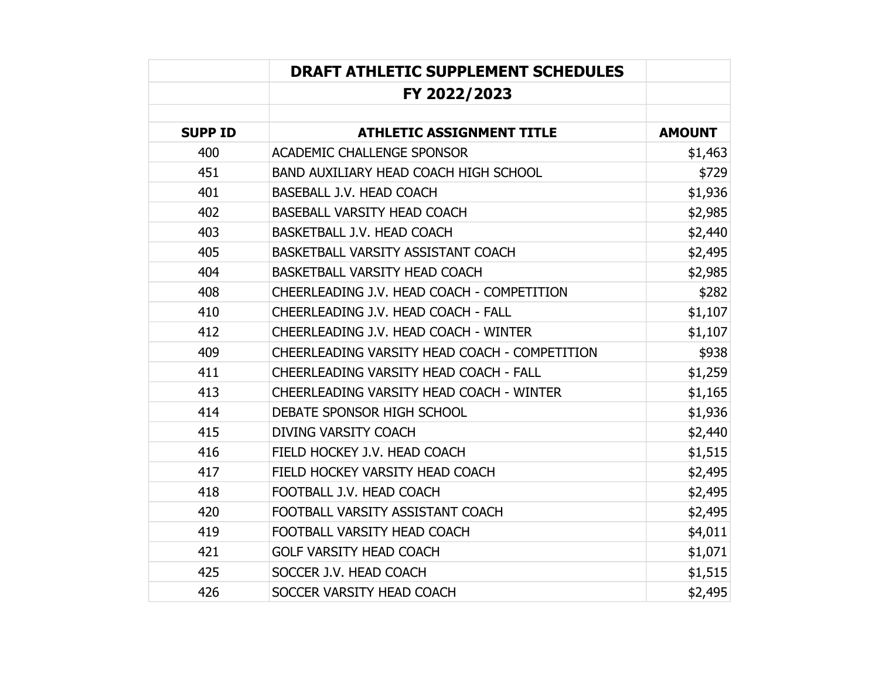# DRAFT ATHLETIC SUPPLEMENT SCHEDULES

## FY 2022/2023

| SUPP ID | ATHLETIC ASSIGNMENT TITLE | AMOUNT |
|---|---|---|
| 400 | ACADEMIC CHALLENGE SPONSOR | $1,463 |
| 451 | BAND AUXILIARY HEAD COACH HIGH SCHOOL | $729 |
| 401 | BASEBALL J.V. HEAD COACH | $1,936 |
| 402 | BASEBALL VARSITY HEAD COACH | $2,985 |
| 403 | BASKETBALL J.V. HEAD COACH | $2,440 |
| 405 | BASKETBALL VARSITY ASSISTANT COACH | $2,495 |
| 404 | BASKETBALL VARSITY HEAD COACH | $2,985 |
| 408 | CHEERLEADING J.V. HEAD COACH - COMPETITION | $282 |
| 410 | CHEERLEADING J.V. HEAD COACH - FALL | $1,107 |
| 412 | CHEERLEADING J.V. HEAD COACH - WINTER | $1,107 |
| 409 | CHEERLEADING VARSITY HEAD COACH - COMPETITION | $938 |
| 411 | CHEERLEADING VARSITY HEAD COACH - FALL | $1,259 |
| 413 | CHEERLEADING VARSITY HEAD COACH - WINTER | $1,165 |
| 414 | DEBATE SPONSOR HIGH SCHOOL | $1,936 |
| 415 | DIVING VARSITY COACH | $2,440 |
| 416 | FIELD HOCKEY J.V. HEAD COACH | $1,515 |
| 417 | FIELD HOCKEY VARSITY HEAD COACH | $2,495 |
| 418 | FOOTBALL J.V. HEAD COACH | $2,495 |
| 420 | FOOTBALL VARSITY ASSISTANT COACH | $2,495 |
| 419 | FOOTBALL VARSITY HEAD COACH | $4,011 |
| 421 | GOLF VARSITY HEAD COACH | $1,071 |
| 425 | SOCCER J.V. HEAD COACH | $1,515 |
| 426 | SOCCER VARSITY HEAD COACH | $2,495 |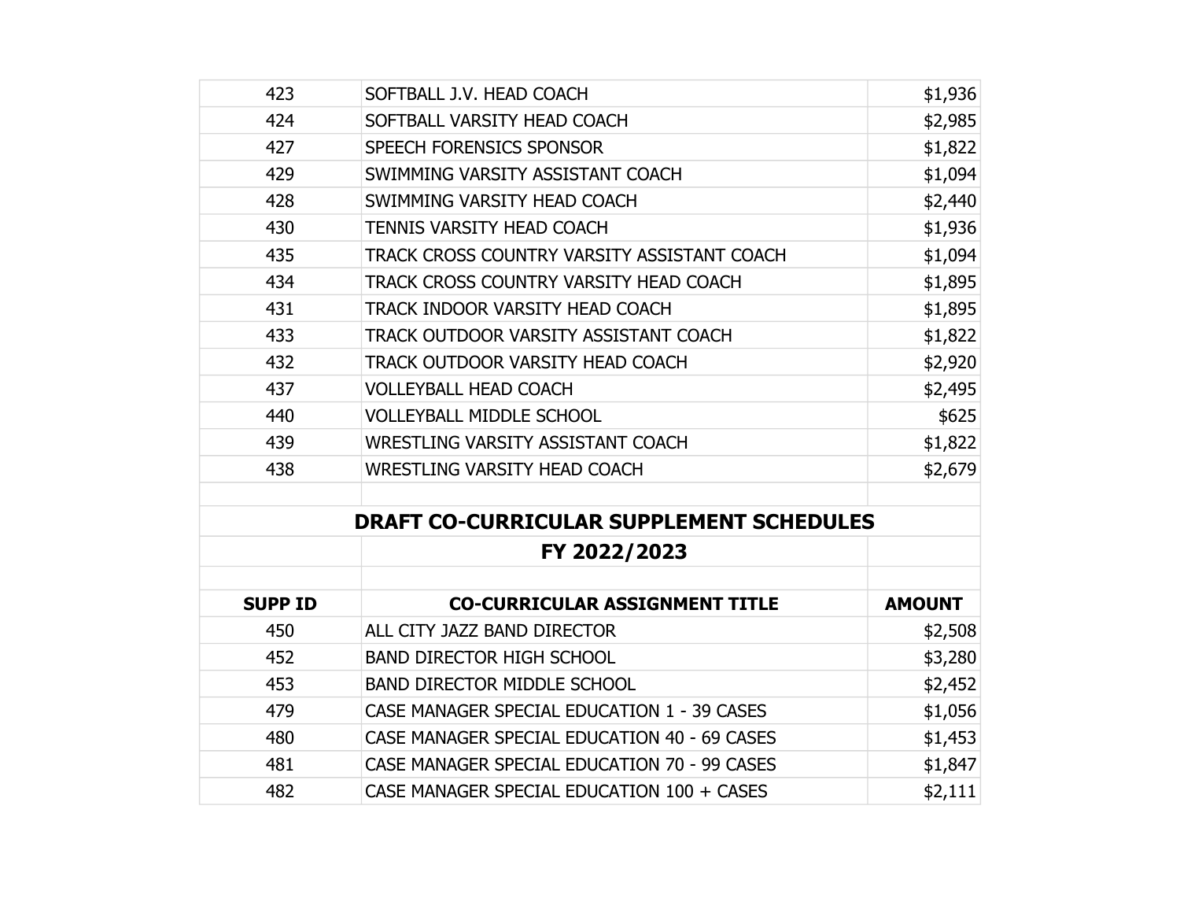| | | |
|---|---|---|
| 423 | SOFTBALL J.V. HEAD COACH | $1,936 |
| 424 | SOFTBALL VARSITY HEAD COACH | $2,985 |
| 427 | SPEECH FORENSICS SPONSOR | $1,822 |
| 429 | SWIMMING VARSITY ASSISTANT COACH | $1,094 |
| 428 | SWIMMING VARSITY HEAD COACH | $2,440 |
| 430 | TENNIS VARSITY HEAD COACH | $1,936 |
| 435 | TRACK CROSS COUNTRY VARSITY ASSISTANT COACH | $1,094 |
| 434 | TRACK CROSS COUNTRY VARSITY HEAD COACH | $1,895 |
| 431 | TRACK INDOOR VARSITY HEAD COACH | $1,895 |
| 433 | TRACK OUTDOOR VARSITY ASSISTANT COACH | $1,822 |
| 432 | TRACK OUTDOOR VARSITY HEAD COACH | $2,920 |
| 437 | VOLLEYBALL HEAD COACH | $2,495 |
| 440 | VOLLEYBALL MIDDLE SCHOOL | $625 |
| 439 | WRESTLING VARSITY ASSISTANT COACH | $1,822 |
| 438 | WRESTLING VARSITY HEAD COACH | $2,679 |

## DRAFT CO-CURRICULAR SUPPLEMENT SCHEDULES

## FY 2022/2023

| SUPP ID | CO-CURRICULAR ASSIGNMENT TITLE | AMOUNT |
|---|---|---|
| 450 | ALL CITY JAZZ BAND DIRECTOR | $2,508 |
| 452 | BAND DIRECTOR HIGH SCHOOL | $3,280 |
| 453 | BAND DIRECTOR MIDDLE SCHOOL | $2,452 |
| 479 | CASE MANAGER SPECIAL EDUCATION 1 - 39 CASES | $1,056 |
| 480 | CASE MANAGER SPECIAL EDUCATION 40 - 69 CASES | $1,453 |
| 481 | CASE MANAGER SPECIAL EDUCATION 70 - 99 CASES | $1,847 |
| 482 | CASE MANAGER SPECIAL EDUCATION 100 + CASES | $2,111 |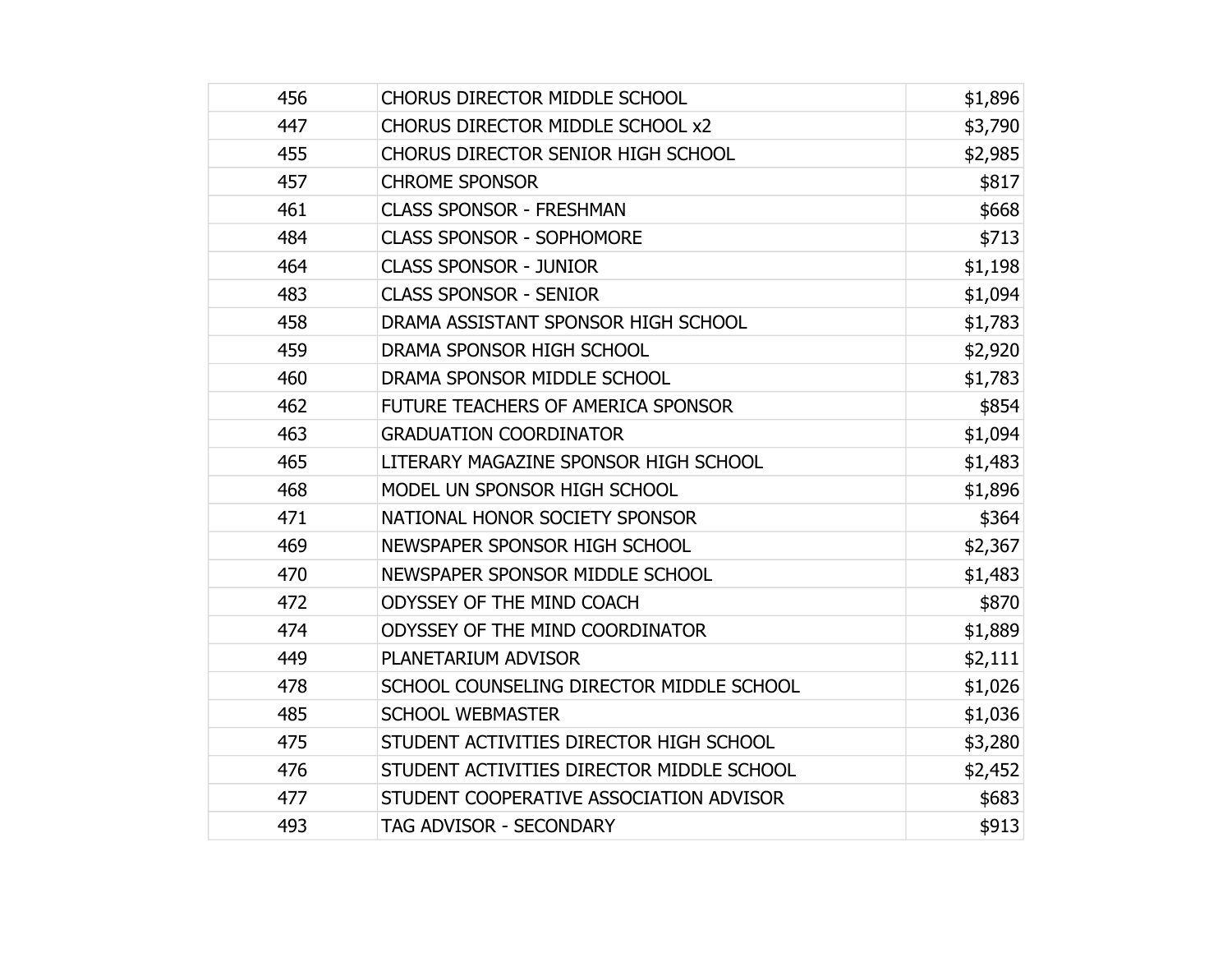| | | |
|---|---|---|
| 456 | CHORUS DIRECTOR MIDDLE SCHOOL | $1,896 |
| 447 | CHORUS DIRECTOR MIDDLE SCHOOL x2 | $3,790 |
| 455 | CHORUS DIRECTOR SENIOR HIGH SCHOOL | $2,985 |
| 457 | CHROME SPONSOR | $817 |
| 461 | CLASS SPONSOR - FRESHMAN | $668 |
| 484 | CLASS SPONSOR - SOPHOMORE | $713 |
| 464 | CLASS SPONSOR - JUNIOR | $1,198 |
| 483 | CLASS SPONSOR - SENIOR | $1,094 |
| 458 | DRAMA ASSISTANT SPONSOR HIGH SCHOOL | $1,783 |
| 459 | DRAMA SPONSOR HIGH SCHOOL | $2,920 |
| 460 | DRAMA SPONSOR MIDDLE SCHOOL | $1,783 |
| 462 | FUTURE TEACHERS OF AMERICA SPONSOR | $854 |
| 463 | GRADUATION COORDINATOR | $1,094 |
| 465 | LITERARY MAGAZINE SPONSOR HIGH SCHOOL | $1,483 |
| 468 | MODEL UN SPONSOR HIGH SCHOOL | $1,896 |
| 471 | NATIONAL HONOR SOCIETY SPONSOR | $364 |
| 469 | NEWSPAPER SPONSOR HIGH SCHOOL | $2,367 |
| 470 | NEWSPAPER SPONSOR MIDDLE SCHOOL | $1,483 |
| 472 | ODYSSEY OF THE MIND COACH | $870 |
| 474 | ODYSSEY OF THE MIND COORDINATOR | $1,889 |
| 449 | PLANETARIUM ADVISOR | $2,111 |
| 478 | SCHOOL COUNSELING DIRECTOR MIDDLE SCHOOL | $1,026 |
| 485 | SCHOOL WEBMASTER | $1,036 |
| 475 | STUDENT ACTIVITIES DIRECTOR HIGH SCHOOL | $3,280 |
| 476 | STUDENT ACTIVITIES DIRECTOR MIDDLE SCHOOL | $2,452 |
| 477 | STUDENT COOPERATIVE ASSOCIATION ADVISOR | $683 |
| 493 | TAG ADVISOR - SECONDARY | $913 |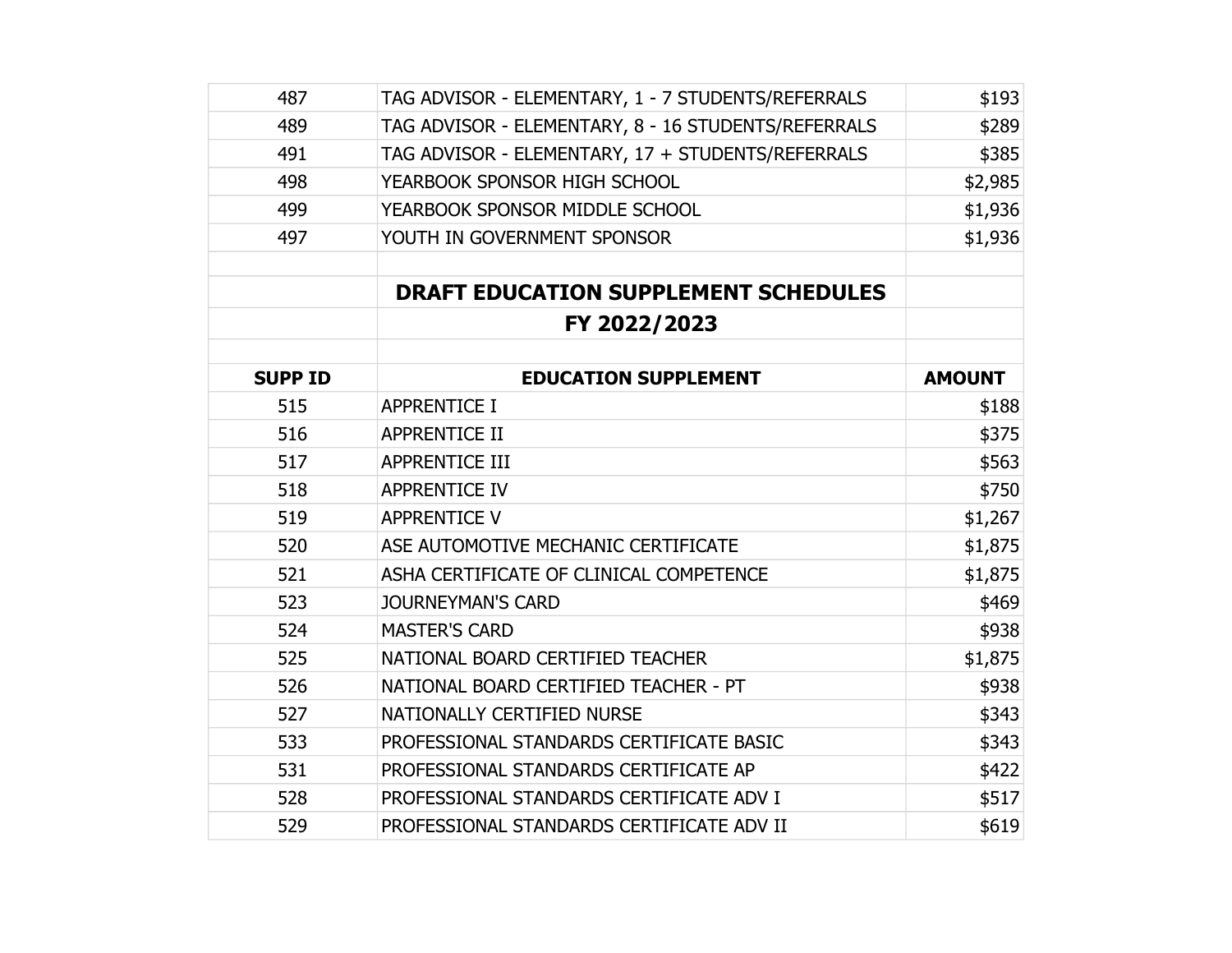| | | |
|---|---|---|
| 487 | TAG ADVISOR - ELEMENTARY, 1 - 7 STUDENTS/REFERRALS | $193 |
| 489 | TAG ADVISOR - ELEMENTARY, 8 - 16 STUDENTS/REFERRALS | $289 |
| 491 | TAG ADVISOR - ELEMENTARY, 17 + STUDENTS/REFERRALS | $385 |
| 498 | YEARBOOK SPONSOR HIGH SCHOOL | $2,985 |
| 499 | YEARBOOK SPONSOR MIDDLE SCHOOL | $1,936 |
| 497 | YOUTH IN GOVERNMENT SPONSOR | $1,936 |

## DRAFT EDUCATION SUPPLEMENT SCHEDULES
## FY 2022/2023

| SUPP ID | EDUCATION SUPPLEMENT | AMOUNT |
|---|---|---|
| 515 | APPRENTICE I | $188 |
| 516 | APPRENTICE II | $375 |
| 517 | APPRENTICE III | $563 |
| 518 | APPRENTICE IV | $750 |
| 519 | APPRENTICE V | $1,267 |
| 520 | ASE AUTOMOTIVE MECHANIC CERTIFICATE | $1,875 |
| 521 | ASHA CERTIFICATE OF CLINICAL COMPETENCE | $1,875 |
| 523 | JOURNEYMAN'S CARD | $469 |
| 524 | MASTER'S CARD | $938 |
| 525 | NATIONAL BOARD CERTIFIED TEACHER | $1,875 |
| 526 | NATIONAL BOARD CERTIFIED TEACHER - PT | $938 |
| 527 | NATIONALLY CERTIFIED NURSE | $343 |
| 533 | PROFESSIONAL STANDARDS CERTIFICATE BASIC | $343 |
| 531 | PROFESSIONAL STANDARDS CERTIFICATE AP | $422 |
| 528 | PROFESSIONAL STANDARDS CERTIFICATE ADV I | $517 |
| 529 | PROFESSIONAL STANDARDS CERTIFICATE ADV II | $619 |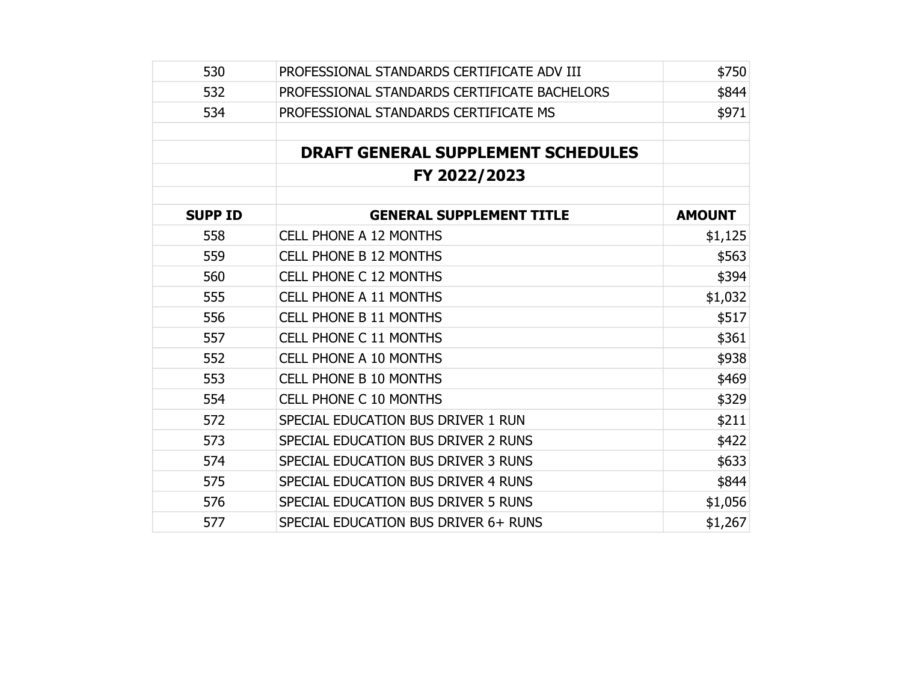| | | |
|---|---|---|
| 530 | PROFESSIONAL STANDARDS CERTIFICATE ADV III | $750 |
| 532 | PROFESSIONAL STANDARDS CERTIFICATE BACHELORS | $844 |
| 534 | PROFESSIONAL STANDARDS CERTIFICATE MS | $971 |

## DRAFT GENERAL SUPPLEMENT SCHEDULES
## FY 2022/2023

| SUPP ID | GENERAL SUPPLEMENT TITLE | AMOUNT |
|---|---|---|
| 558 | CELL PHONE A 12 MONTHS | $1,125 |
| 559 | CELL PHONE B 12 MONTHS | $563 |
| 560 | CELL PHONE C 12 MONTHS | $394 |
| 555 | CELL PHONE A 11 MONTHS | $1,032 |
| 556 | CELL PHONE B 11 MONTHS | $517 |
| 557 | CELL PHONE C 11 MONTHS | $361 |
| 552 | CELL PHONE A 10 MONTHS | $938 |
| 553 | CELL PHONE B 10 MONTHS | $469 |
| 554 | CELL PHONE C 10 MONTHS | $329 |
| 572 | SPECIAL EDUCATION BUS DRIVER 1 RUN | $211 |
| 573 | SPECIAL EDUCATION BUS DRIVER 2 RUNS | $422 |
| 574 | SPECIAL EDUCATION BUS DRIVER 3 RUNS | $633 |
| 575 | SPECIAL EDUCATION BUS DRIVER 4 RUNS | $844 |
| 576 | SPECIAL EDUCATION BUS DRIVER 5 RUNS | $1,056 |
| 577 | SPECIAL EDUCATION BUS DRIVER 6+ RUNS | $1,267 |